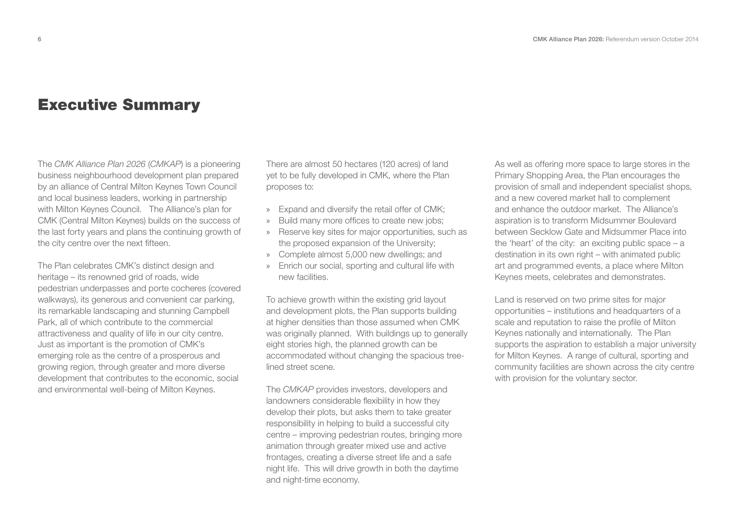# Executive Summary

The *CMK Alliance Plan 2026* (*CMKAP*) is a pioneering business neighbourhood development plan prepared by an alliance of Central Milton Keynes Town Council and local business leaders, working in partnership with Milton Keynes Council. The Alliance's plan for CMK (Central Milton Keynes) builds on the success of the last forty years and plans the continuing growth of the city centre over the next fifteen.

The Plan celebrates CMK's distinct design and heritage – its renowned grid of roads, wide pedestrian underpasses and porte cocheres (covered walkways), its generous and convenient car parking, its remarkable landscaping and stunning Campbell Park, all of which contribute to the commercial attractiveness and quality of life in our city centre. Just as important is the promotion of CMK's emerging role as the centre of a prosperous and growing region, through greater and more diverse development that contributes to the economic, social and environmental well-being of Milton Keynes.

There are almost 50 hectares (120 acres) of land yet to be fully developed in CMK, where the Plan proposes to:

- Expand and diversify the retail offer of CMK;
- Build many more offices to create new jobs;
- Reserve key sites for major opportunities, such as the proposed expansion of the University;
- Complete almost 5,000 new dwellings; and
- Enrich our social, sporting and cultural life with new facilities.

To achieve growth within the existing grid layout and development plots, the Plan supports building at higher densities than those assumed when CMK was originally planned. With buildings up to generally eight stories high, the planned growth can be accommodated without changing the spacious tree-lined street scene.

The *CMKAP* provides investors, developers and landowners considerable flexibility in how they develop their plots, but asks them to take greater responsibility in helping to build a successful city centre – improving pedestrian routes, bringing more animation through greater mixed use and active frontages, creating a diverse street life and a safe night life. This will drive growth in both the daytime and night-time economy.

As well as offering more space to large stores in the Primary Shopping Area, the Plan encourages the provision of small and independent specialist shops, and a new covered market hall to complement and enhance the outdoor market. The Alliance's aspiration is to transform Midsummer Boulevard between Secklow Gate and Midsummer Place into the 'heart' of the city: an exciting public space – a destination in its own right – with animated public art and programmed events, a place where Milton Keynes meets, celebrates and demonstrates.

Land is reserved on two prime sites for major opportunities – institutions and headquarters of a scale and reputation to raise the profile of Milton Keynes nationally and internationally. The Plan supports the aspiration to establish a major university for Milton Keynes. A range of cultural, sporting and community facilities are shown across the city centre with provision for the voluntary sector.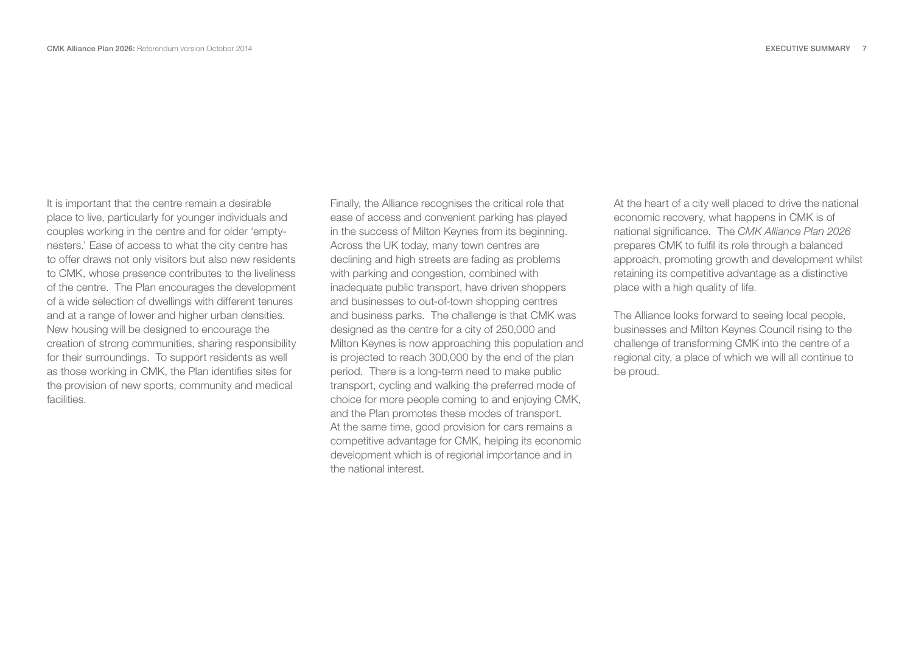It is important that the centre remain a desirable place to live, particularly for younger individuals and couples working in the centre and for older 'empty-nesters.' Ease of access to what the city centre has to offer draws not only visitors but also new residents to CMK, whose presence contributes to the liveliness of the centre. The Plan encourages the development of a wide selection of dwellings with different tenures and at a range of lower and higher urban densities. New housing will be designed to encourage the creation of strong communities, sharing responsibility for their surroundings. To support residents as well as those working in CMK, the Plan identifies sites for the provision of new sports, community and medical facilities.

Finally, the Alliance recognises the critical role that ease of access and convenient parking has played in the success of Milton Keynes from its beginning. Across the UK today, many town centres are declining and high streets are fading as problems with parking and congestion, combined with inadequate public transport, have driven shoppers and businesses to out-of-town shopping centres and business parks. The challenge is that CMK was designed as the centre for a city of 250,000 and Milton Keynes is now approaching this population and is projected to reach 300,000 by the end of the plan period. There is a long-term need to make public transport, cycling and walking the preferred mode of choice for more people coming to and enjoying CMK, and the Plan promotes these modes of transport. At the same time, good provision for cars remains a competitive advantage for CMK, helping its economic development which is of regional importance and in the national interest.

At the heart of a city well placed to drive the national economic recovery, what happens in CMK is of national significance. The *CMK Alliance Plan 2026* prepares CMK to fulfil its role through a balanced approach, promoting growth and development whilst retaining its competitive advantage as a distinctive place with a high quality of life.

The Alliance looks forward to seeing local people, businesses and Milton Keynes Council rising to the challenge of transforming CMK into the centre of a regional city, a place of which we will all continue to be proud.